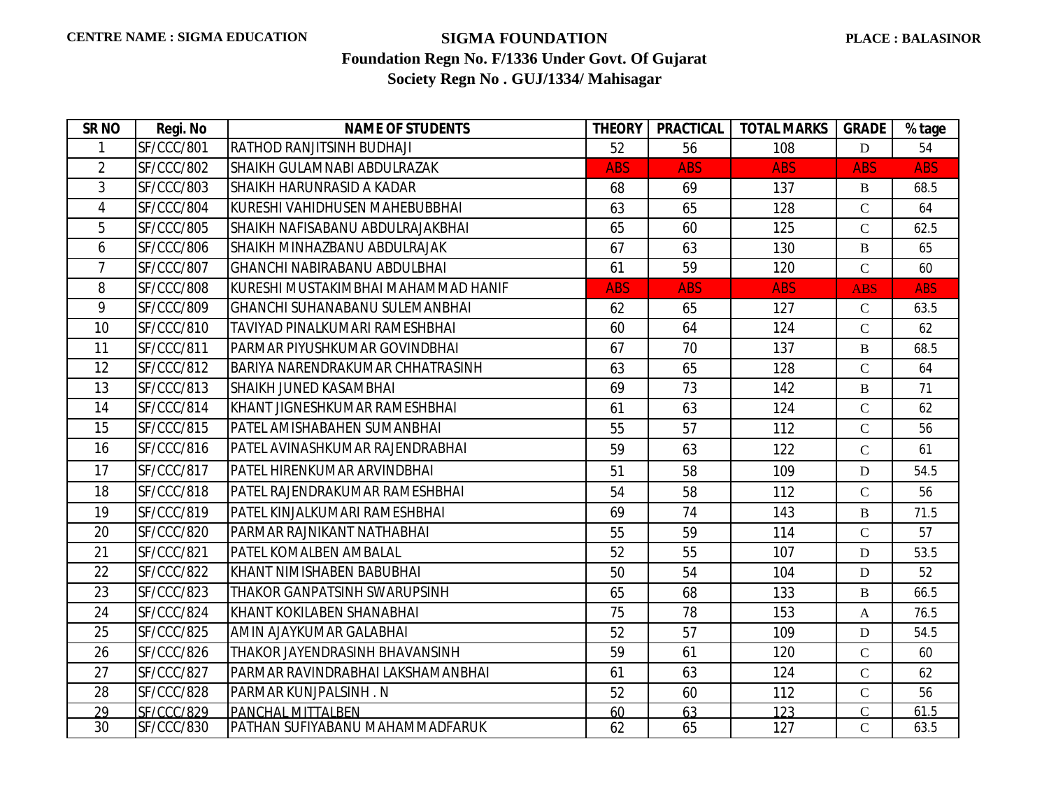**CENTRE NAME : SIGMA EDUCATION**

# SIGMA FOUNDATION

**PLACE : BALASINOR**

## Foundation Regn No. F/1336 Under Govt. Of Gujarat

## Society Regn No . GUJ/1334/ Mahisagar

| SR NO | Regi. No | NAME OF STUDENTS | THEORY | PRACTICAL | TOTAL MARKS | GRADE | % tage |
|---|---|---|---|---|---|---|---|
| 1 | SF/CCC/801 | RATHOD RANJITSINH BUDHAJI | 52 | 56 | 108 | D | 54 |
| 2 | SF/CCC/802 | SHAIKH GULAMNABI ABDULRAZAK | ABS | ABS | ABS | ABS | ABS |
| 3 | SF/CCC/803 | SHAIKH HARUNRASID A KADAR | 68 | 69 | 137 | B | 68.5 |
| 4 | SF/CCC/804 | KURESHI VAHIDHUSEN MAHEBUBBHAI | 63 | 65 | 128 | C | 64 |
| 5 | SF/CCC/805 | SHAIKH NAFISABANU ABDULRAJAKBHAI | 65 | 60 | 125 | C | 62.5 |
| 6 | SF/CCC/806 | SHAIKH MINHAZBANU ABDULRAJAK | 67 | 63 | 130 | B | 65 |
| 7 | SF/CCC/807 | GHANCHI NABIRABANU ABDULBHAI | 61 | 59 | 120 | C | 60 |
| 8 | SF/CCC/808 | KURESHI MUSTAKIMBHAI MAHAMMAD HANIF | ABS | ABS | ABS | ABS | ABS |
| 9 | SF/CCC/809 | GHANCHI SUHANABANU SULEMANBHAI | 62 | 65 | 127 | C | 63.5 |
| 10 | SF/CCC/810 | TAVIYAD PINALKUMARI RAMESHBHAI | 60 | 64 | 124 | C | 62 |
| 11 | SF/CCC/811 | PARMAR PIYUSHKUMAR GOVINDBHAI | 67 | 70 | 137 | B | 68.5 |
| 12 | SF/CCC/812 | BARIYA NARENDRAKUMAR CHHATRASINH | 63 | 65 | 128 | C | 64 |
| 13 | SF/CCC/813 | SHAIKH JUNED KASAMBHAI | 69 | 73 | 142 | B | 71 |
| 14 | SF/CCC/814 | KHANT JIGNESHKUMAR RAMESHBHAI | 61 | 63 | 124 | C | 62 |
| 15 | SF/CCC/815 | PATEL AMISHABAHEN SUMANBHAI | 55 | 57 | 112 | C | 56 |
| 16 | SF/CCC/816 | PATEL AVINASHKUMAR RAJENDRABHAI | 59 | 63 | 122 | C | 61 |
| 17 | SF/CCC/817 | PATEL HIRENKUMAR ARVINDBHAI | 51 | 58 | 109 | D | 54.5 |
| 18 | SF/CCC/818 | PATEL RAJENDRAKUMAR RAMESHBHAI | 54 | 58 | 112 | C | 56 |
| 19 | SF/CCC/819 | PATEL KINJALKUMARI RAMESHBHAI | 69 | 74 | 143 | B | 71.5 |
| 20 | SF/CCC/820 | PARMAR RAJNIKANT NATHABHAI | 55 | 59 | 114 | C | 57 |
| 21 | SF/CCC/821 | PATEL KOMALBEN AMBALAL | 52 | 55 | 107 | D | 53.5 |
| 22 | SF/CCC/822 | KHANT NIMISHABEN BABUBHAI | 50 | 54 | 104 | D | 52 |
| 23 | SF/CCC/823 | THAKOR GANPATSINH SWARUPSINH | 65 | 68 | 133 | B | 66.5 |
| 24 | SF/CCC/824 | KHANT KOKILABEN SHANABHAI | 75 | 78 | 153 | A | 76.5 |
| 25 | SF/CCC/825 | AMIN AJAYKUMAR GALABHAI | 52 | 57 | 109 | D | 54.5 |
| 26 | SF/CCC/826 | THAKOR JAYENDRASINH BHAVANSINH | 59 | 61 | 120 | C | 60 |
| 27 | SF/CCC/827 | PARMAR RAVINDRABHAI LAKSHAMANBHAI | 61 | 63 | 124 | C | 62 |
| 28 | SF/CCC/828 | PARMAR KUNJPALSINH . N | 52 | 60 | 112 | C | 56 |
| 29 | SF/CCC/829 | PANCHAL MITTALBEN | 60 | 63 | 123 | C | 61.5 |
| 30 | SF/CCC/830 | PATHAN SUFIYABANU MAHAMMADFARUK | 62 | 65 | 127 | C | 63.5 |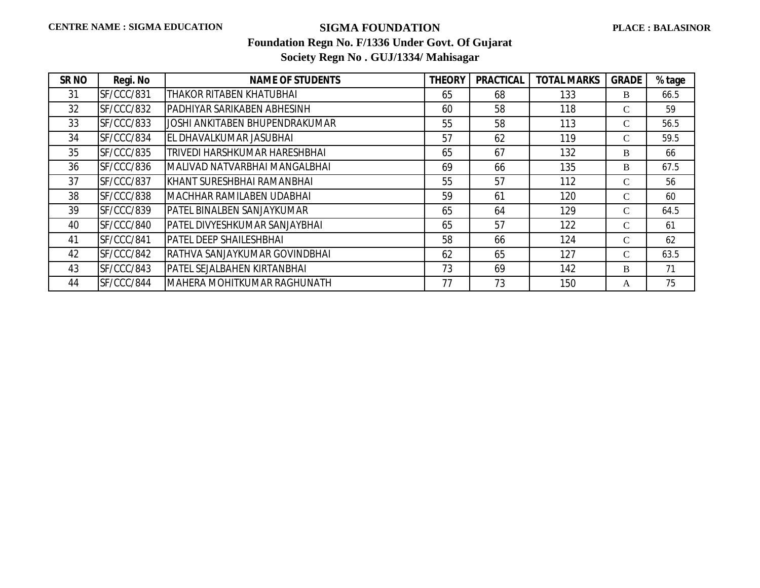CENTRE NAME : SIGMA EDUCATION

# SIGMA FOUNDATION

PLACE : BALASINOR

**Foundation Regn No. F/1336 Under Govt. Of Gujarat**

**Society Regn No . GUJ/1334/ Mahisagar**

| SR NO | Regi. No | NAME OF STUDENTS | THEORY | PRACTICAL | TOTAL MARKS | GRADE | % tage |
|---|---|---|---|---|---|---|---|
| 31 | SF/CCC/831 | THAKOR RITABEN KHATUBHAI | 65 | 68 | 133 | B | 66.5 |
| 32 | SF/CCC/832 | PADHIYAR SARIKABEN ABHESINH | 60 | 58 | 118 | C | 59 |
| 33 | SF/CCC/833 | JOSHI ANKITABEN BHUPENDRAKUMAR | 55 | 58 | 113 | C | 56.5 |
| 34 | SF/CCC/834 | EL DHAVALKUMAR JASUBHAI | 57 | 62 | 119 | C | 59.5 |
| 35 | SF/CCC/835 | TRIVEDI HARSHKUMAR HARESHBHAI | 65 | 67 | 132 | B | 66 |
| 36 | SF/CCC/836 | MALIVAD NATVARBHAI MANGALBHAI | 69 | 66 | 135 | B | 67.5 |
| 37 | SF/CCC/837 | KHANT SURESHBHAI RAMANBHAI | 55 | 57 | 112 | C | 56 |
| 38 | SF/CCC/838 | MACHHAR RAMILABEN UDABHAI | 59 | 61 | 120 | C | 60 |
| 39 | SF/CCC/839 | PATEL BINALBEN SANJAYKUMAR | 65 | 64 | 129 | C | 64.5 |
| 40 | SF/CCC/840 | PATEL DIVYESHKUMAR SANJAYBHAI | 65 | 57 | 122 | C | 61 |
| 41 | SF/CCC/841 | PATEL DEEP SHAILESHBHAI | 58 | 66 | 124 | C | 62 |
| 42 | SF/CCC/842 | RATHVA SANJAYKUMAR GOVINDBHAI | 62 | 65 | 127 | C | 63.5 |
| 43 | SF/CCC/843 | PATEL SEJALBAHEN KIRTANBHAI | 73 | 69 | 142 | B | 71 |
| 44 | SF/CCC/844 | MAHERA MOHITKUMAR RAGHUNATH | 77 | 73 | 150 | A | 75 |